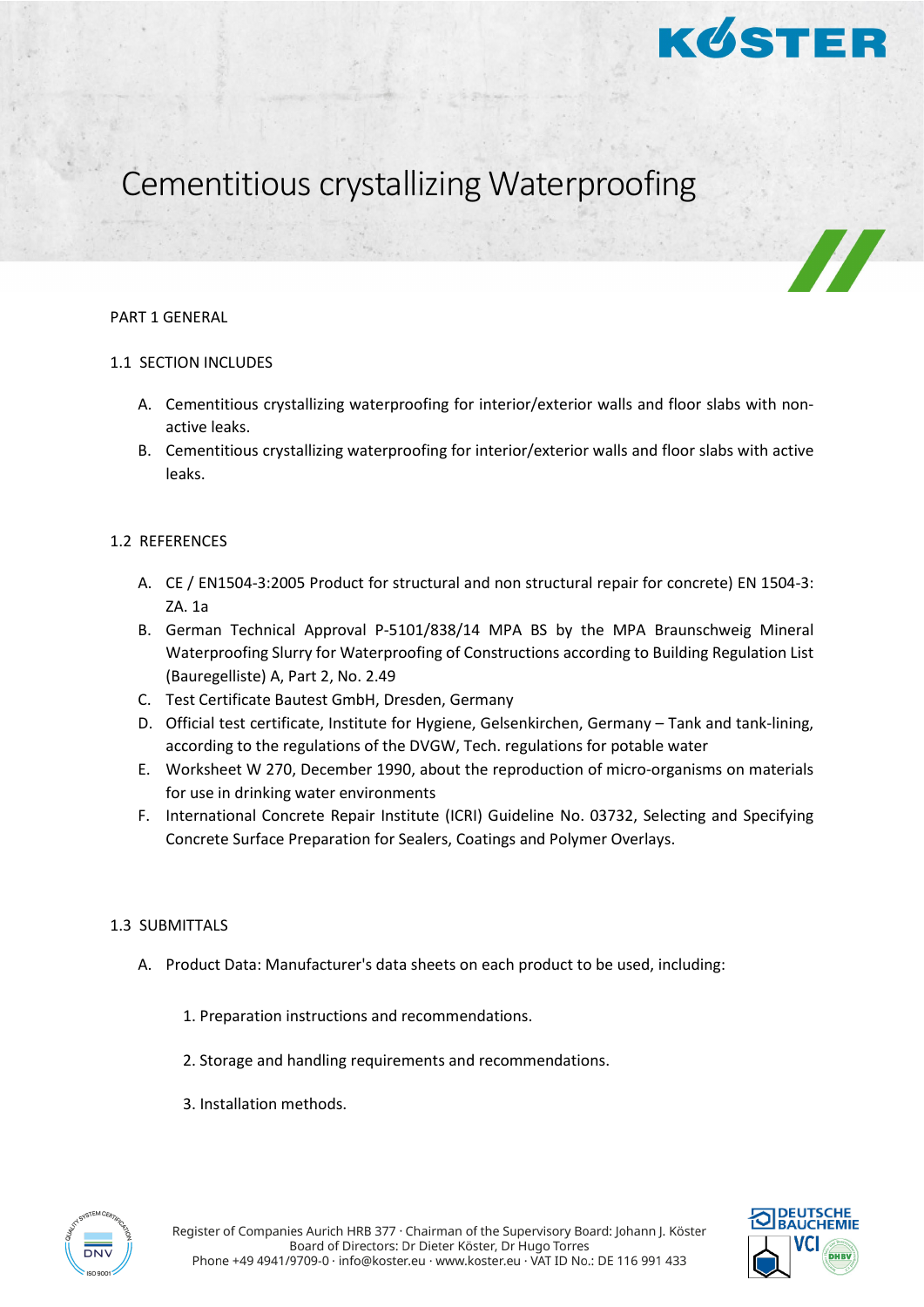# Cementitious crystallizing Waterproofing

## PART 1 GENERAL

### 1.1 SECTION INCLUDES

A. Cementitious crystallizing waterproofing for interior/exterior walls and floor slabs with non-active leaks.

B. Cementitious crystallizing waterproofing for interior/exterior walls and floor slabs with active leaks.

### 1.2 REFERENCES

A. CE / EN1504-3:2005 Product for structural and non structural repair for concrete) EN 1504-3: ZA. 1a

B. German Technical Approval P-5101/838/14 MPA BS by the MPA Braunschweig Mineral Waterproofing Slurry for Waterproofing of Constructions according to Building Regulation List (Bauregelliste) A, Part 2, No. 2.49

C. Test Certificate Bautest GmbH, Dresden, Germany

D. Official test certificate, Institute for Hygiene, Gelsenkirchen, Germany – Tank and tank-lining, according to the regulations of the DVGW, Tech. regulations for potable water

E. Worksheet W 270, December 1990, about the reproduction of micro-organisms on materials for use in drinking water environments

F. International Concrete Repair Institute (ICRI) Guideline No. 03732, Selecting and Specifying Concrete Surface Preparation for Sealers, Coatings and Polymer Overlays.

### 1.3 SUBMITTALS

A. Product Data: Manufacturer's data sheets on each product to be used, including:

1. Preparation instructions and recommendations.

2. Storage and handling requirements and recommendations.

3. Installation methods.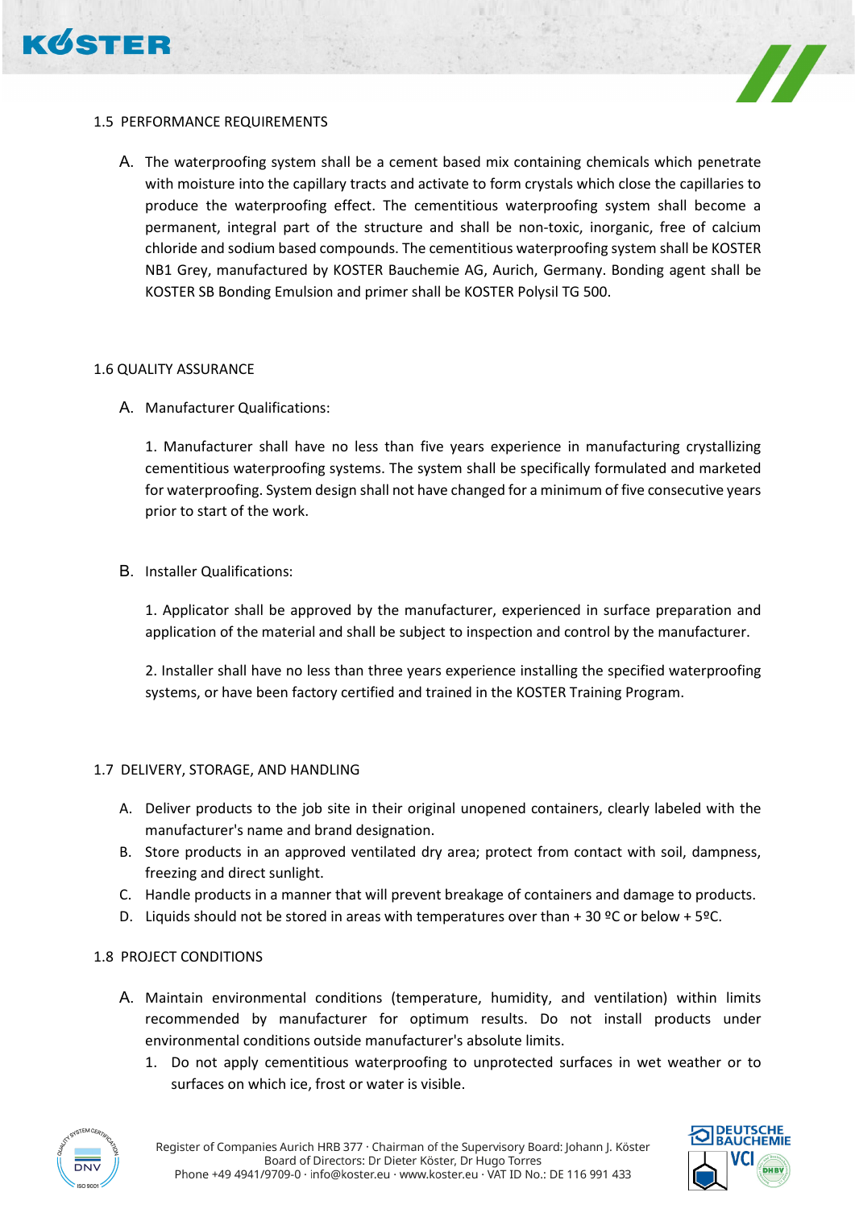## 1.5 PERFORMANCE REQUIREMENTS

A. The waterproofing system shall be a cement based mix containing chemicals which penetrate with moisture into the capillary tracts and activate to form crystals which close the capillaries to produce the waterproofing effect. The cementitious waterproofing system shall become a permanent, integral part of the structure and shall be non-toxic, inorganic, free of calcium chloride and sodium based compounds. The cementitious waterproofing system shall be KOSTER NB1 Grey, manufactured by KOSTER Bauchemie AG, Aurich, Germany. Bonding agent shall be KOSTER SB Bonding Emulsion and primer shall be KOSTER Polysil TG 500.

## 1.6 QUALITY ASSURANCE

A. Manufacturer Qualifications:

1. Manufacturer shall have no less than five years experience in manufacturing crystallizing cementitious waterproofing systems. The system shall be specifically formulated and marketed for waterproofing. System design shall not have changed for a minimum of five consecutive years prior to start of the work.

B. Installer Qualifications:

1. Applicator shall be approved by the manufacturer, experienced in surface preparation and application of the material and shall be subject to inspection and control by the manufacturer.

2. Installer shall have no less than three years experience installing the specified waterproofing systems, or have been factory certified and trained in the KOSTER Training Program.

## 1.7 DELIVERY, STORAGE, AND HANDLING

A. Deliver products to the job site in their original unopened containers, clearly labeled with the manufacturer's name and brand designation.
B. Store products in an approved ventilated dry area; protect from contact with soil, dampness, freezing and direct sunlight.
C. Handle products in a manner that will prevent breakage of containers and damage to products.
D. Liquids should not be stored in areas with temperatures over than + 30 ºC or below + 5ºC.

## 1.8 PROJECT CONDITIONS

A. Maintain environmental conditions (temperature, humidity, and ventilation) within limits recommended by manufacturer for optimum results. Do not install products under environmental conditions outside manufacturer's absolute limits.
   1. Do not apply cementitious waterproofing to unprotected surfaces in wet weather or to surfaces on which ice, frost or water is visible.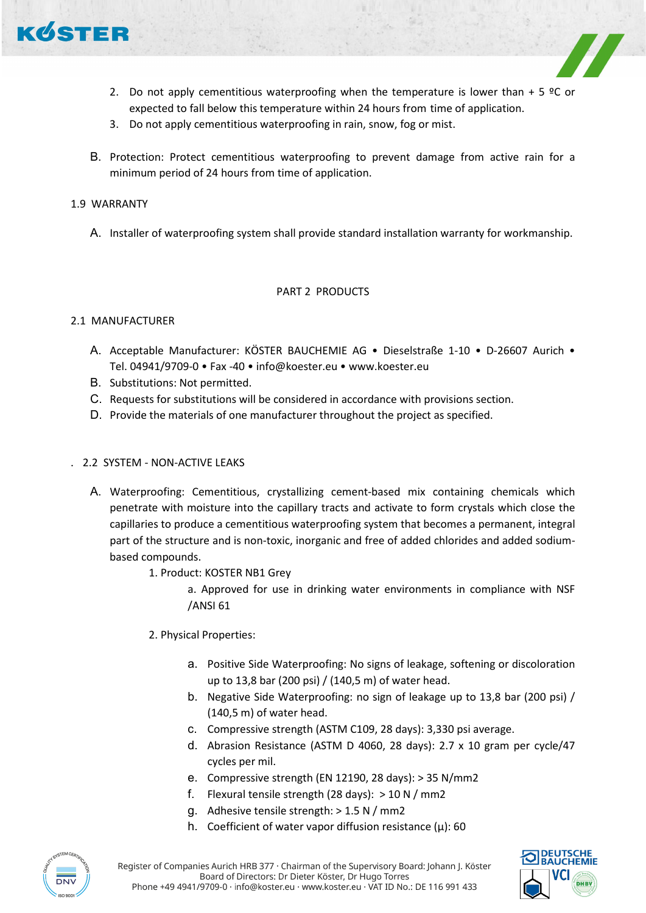2. Do not apply cementitious waterproofing when the temperature is lower than + 5 ºC or expected to fall below this temperature within 24 hours from time of application.
3. Do not apply cementitious waterproofing in rain, snow, fog or mist.

B. Protection: Protect cementitious waterproofing to prevent damage from active rain for a minimum period of 24 hours from time of application.

1.9 WARRANTY

A. Installer of waterproofing system shall provide standard installation warranty for workmanship.

PART 2 PRODUCTS

2.1 MANUFACTURER

A. Acceptable Manufacturer: KÖSTER BAUCHEMIE AG • Dieselstraße 1-10 • D-26607 Aurich • Tel. 04941/9709-0 • Fax -40 • info@koester.eu • www.koester.eu
B. Substitutions: Not permitted.
C. Requests for substitutions will be considered in accordance with provisions section.
D. Provide the materials of one manufacturer throughout the project as specified.

. 2.2 SYSTEM - NON-ACTIVE LEAKS

A. Waterproofing: Cementitious, crystallizing cement-based mix containing chemicals which penetrate with moisture into the capillary tracts and activate to form crystals which close the capillaries to produce a cementitious waterproofing system that becomes a permanent, integral part of the structure and is non-toxic, inorganic and free of added chlorides and added sodium-based compounds.

1. Product: KOSTER NB1 Grey
   a. Approved for use in drinking water environments in compliance with NSF /ANSI 61

2. Physical Properties:
   a. Positive Side Waterproofing: No signs of leakage, softening or discoloration up to 13,8 bar (200 psi) / (140,5 m) of water head.
   b. Negative Side Waterproofing: no sign of leakage up to 13,8 bar (200 psi) / (140,5 m) of water head.
   c. Compressive strength (ASTM C109, 28 days): 3,330 psi average.
   d. Abrasion Resistance (ASTM D 4060, 28 days): 2.7 x 10 gram per cycle/47 cycles per mil.
   e. Compressive strength (EN 12190, 28 days): > 35 N/mm2
   f. Flexural tensile strength (28 days): > 10 N / mm2
   g. Adhesive tensile strength: > 1.5 N / mm2
   h. Coefficient of water vapor diffusion resistance (μ): 60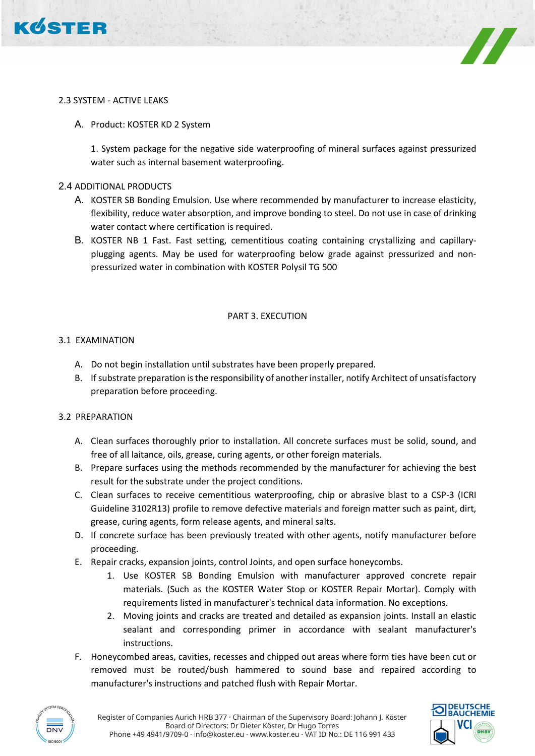### 2.3 SYSTEM - ACTIVE LEAKS

A. Product: KOSTER KD 2 System

1. System package for the negative side waterproofing of mineral surfaces against pressurized water such as internal basement waterproofing.

### 2.4 ADDITIONAL PRODUCTS

A. KOSTER SB Bonding Emulsion. Use where recommended by manufacturer to increase elasticity, flexibility, reduce water absorption, and improve bonding to steel. Do not use in case of drinking water contact where certification is required.

B. KOSTER NB 1 Fast. Fast setting, cementitious coating containing crystallizing and capillary-plugging agents. May be used for waterproofing below grade against pressurized and non-pressurized water in combination with KOSTER Polysil TG 500

## PART 3. EXECUTION

### 3.1 EXAMINATION

A. Do not begin installation until substrates have been properly prepared.

B. If substrate preparation is the responsibility of another installer, notify Architect of unsatisfactory preparation before proceeding.

### 3.2 PREPARATION

A. Clean surfaces thoroughly prior to installation. All concrete surfaces must be solid, sound, and free of all laitance, oils, grease, curing agents, or other foreign materials.

B. Prepare surfaces using the methods recommended by the manufacturer for achieving the best result for the substrate under the project conditions.

C. Clean surfaces to receive cementitious waterproofing, chip or abrasive blast to a CSP-3 (ICRI Guideline 3102R13) profile to remove defective materials and foreign matter such as paint, dirt, grease, curing agents, form release agents, and mineral salts.

D. If concrete surface has been previously treated with other agents, notify manufacturer before proceeding.

E. Repair cracks, expansion joints, control Joints, and open surface honeycombs.

1. Use KOSTER SB Bonding Emulsion with manufacturer approved concrete repair materials. (Such as the KOSTER Water Stop or KOSTER Repair Mortar). Comply with requirements listed in manufacturer's technical data information. No exceptions.
2. Moving joints and cracks are treated and detailed as expansion joints. Install an elastic sealant and corresponding primer in accordance with sealant manufacturer's instructions.

F. Honeycombed areas, cavities, recesses and chipped out areas where form ties have been cut or removed must be routed/bush hammered to sound base and repaired according to manufacturer's instructions and patched flush with Repair Mortar.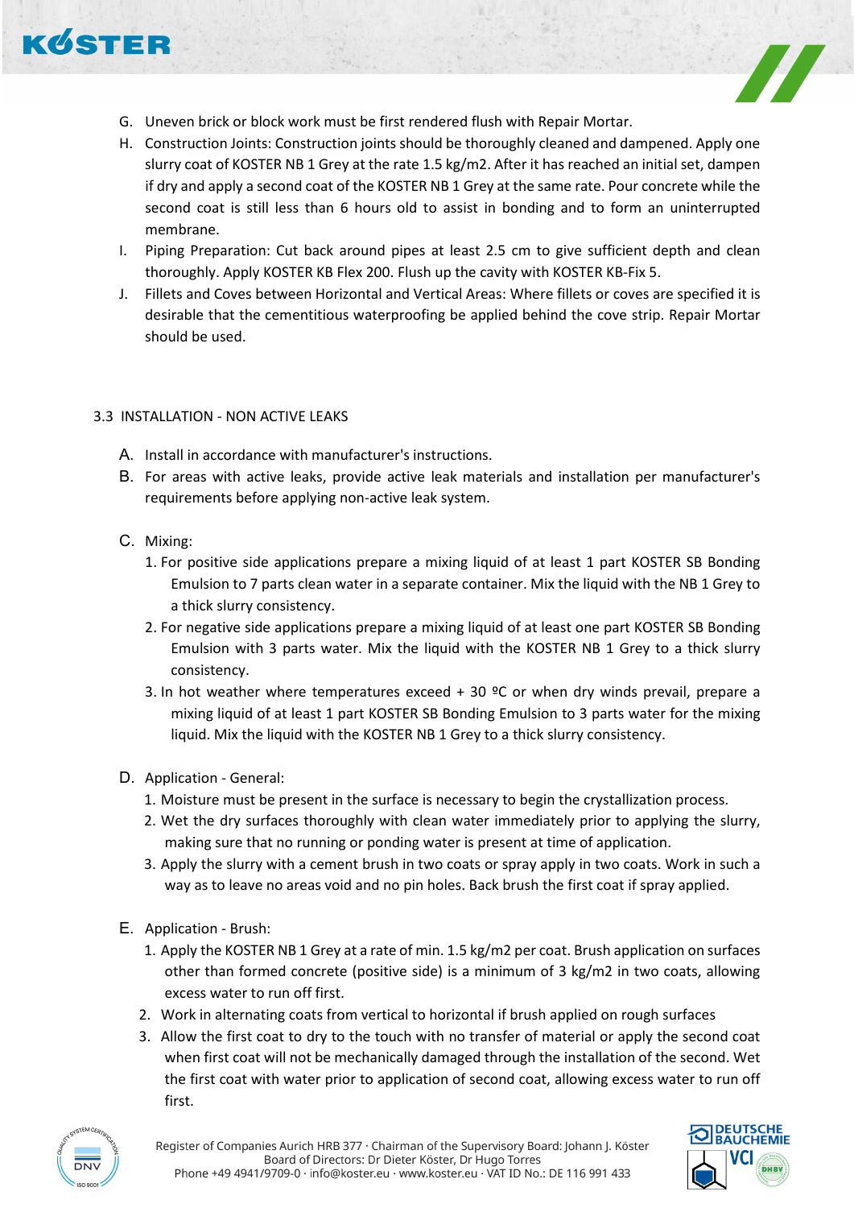G. Uneven brick or block work must be first rendered flush with Repair Mortar.
H. Construction Joints: Construction joints should be thoroughly cleaned and dampened. Apply one slurry coat of KOSTER NB 1 Grey at the rate 1.5 kg/m2. After it has reached an initial set, dampen if dry and apply a second coat of the KOSTER NB 1 Grey at the same rate. Pour concrete while the second coat is still less than 6 hours old to assist in bonding and to form an uninterrupted membrane.
I. Piping Preparation: Cut back around pipes at least 2.5 cm to give sufficient depth and clean thoroughly. Apply KOSTER KB Flex 200. Flush up the cavity with KOSTER KB-Fix 5.
J. Fillets and Coves between Horizontal and Vertical Areas: Where fillets or coves are specified it is desirable that the cementitious waterproofing be applied behind the cove strip. Repair Mortar should be used.

## 3.3 INSTALLATION - NON ACTIVE LEAKS

A. Install in accordance with manufacturer's instructions.
B. For areas with active leaks, provide active leak materials and installation per manufacturer's requirements before applying non-active leak system.

C. Mixing:
   1. For positive side applications prepare a mixing liquid of at least 1 part KOSTER SB Bonding Emulsion to 7 parts clean water in a separate container. Mix the liquid with the NB 1 Grey to a thick slurry consistency.
   2. For negative side applications prepare a mixing liquid of at least one part KOSTER SB Bonding Emulsion with 3 parts water. Mix the liquid with the KOSTER NB 1 Grey to a thick slurry consistency.
   3. In hot weather where temperatures exceed + 30 ºC or when dry winds prevail, prepare a mixing liquid of at least 1 part KOSTER SB Bonding Emulsion to 3 parts water for the mixing liquid. Mix the liquid with the KOSTER NB 1 Grey to a thick slurry consistency.

D. Application - General:
   1. Moisture must be present in the surface is necessary to begin the crystallization process.
   2. Wet the dry surfaces thoroughly with clean water immediately prior to applying the slurry, making sure that no running or ponding water is present at time of application.
   3. Apply the slurry with a cement brush in two coats or spray apply in two coats. Work in such a way as to leave no areas void and no pin holes. Back brush the first coat if spray applied.

E. Application - Brush:
   1. Apply the KOSTER NB 1 Grey at a rate of min. 1.5 kg/m2 per coat. Brush application on surfaces other than formed concrete (positive side) is a minimum of 3 kg/m2 in two coats, allowing excess water to run off first.
   2. Work in alternating coats from vertical to horizontal if brush applied on rough surfaces
   3. Allow the first coat to dry to the touch with no transfer of material or apply the second coat when first coat will not be mechanically damaged through the installation of the second. Wet the first coat with water prior to application of second coat, allowing excess water to run off first.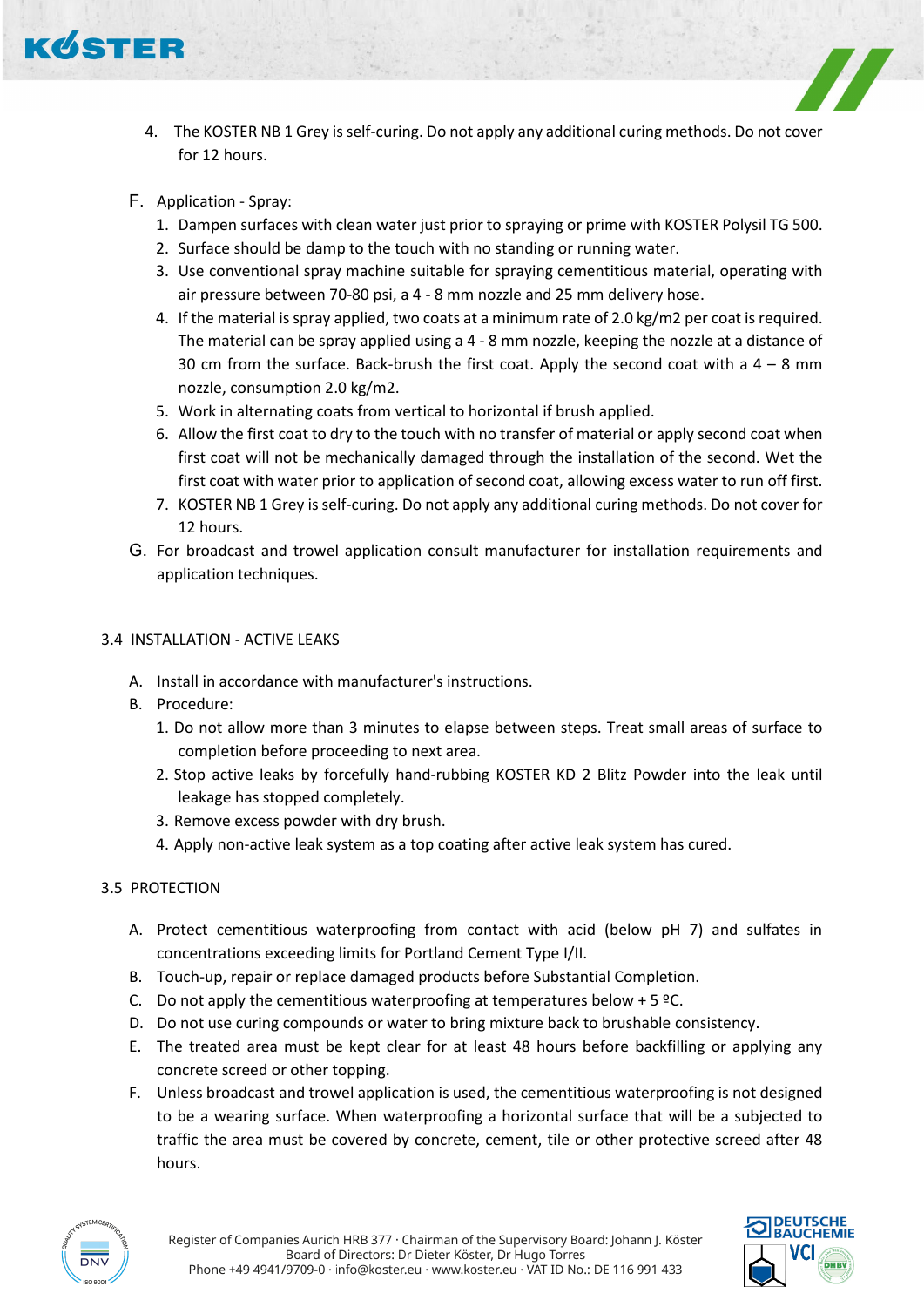4. The KOSTER NB 1 Grey is self-curing. Do not apply any additional curing methods. Do not cover for 12 hours.

F. Application - Spray:
   1. Dampen surfaces with clean water just prior to spraying or prime with KOSTER Polysil TG 500.
   2. Surface should be damp to the touch with no standing or running water.
   3. Use conventional spray machine suitable for spraying cementitious material, operating with air pressure between 70-80 psi, a 4 - 8 mm nozzle and 25 mm delivery hose.
   4. If the material is spray applied, two coats at a minimum rate of 2.0 kg/m2 per coat is required. The material can be spray applied using a 4 - 8 mm nozzle, keeping the nozzle at a distance of 30 cm from the surface. Back-brush the first coat. Apply the second coat with a 4 – 8 mm nozzle, consumption 2.0 kg/m2.
   5. Work in alternating coats from vertical to horizontal if brush applied.
   6. Allow the first coat to dry to the touch with no transfer of material or apply second coat when first coat will not be mechanically damaged through the installation of the second. Wet the first coat with water prior to application of second coat, allowing excess water to run off first.
   7. KOSTER NB 1 Grey is self-curing. Do not apply any additional curing methods. Do not cover for 12 hours.

G. For broadcast and trowel application consult manufacturer for installation requirements and application techniques.

## 3.4 INSTALLATION - ACTIVE LEAKS

A. Install in accordance with manufacturer's instructions.

B. Procedure:
   1. Do not allow more than 3 minutes to elapse between steps. Treat small areas of surface to completion before proceeding to next area.
   2. Stop active leaks by forcefully hand-rubbing KOSTER KD 2 Blitz Powder into the leak until leakage has stopped completely.
   3. Remove excess powder with dry brush.
   4. Apply non-active leak system as a top coating after active leak system has cured.

## 3.5 PROTECTION

A. Protect cementitious waterproofing from contact with acid (below pH 7) and sulfates in concentrations exceeding limits for Portland Cement Type I/II.

B. Touch-up, repair or replace damaged products before Substantial Completion.

C. Do not apply the cementitious waterproofing at temperatures below + 5 ºC.

D. Do not use curing compounds or water to bring mixture back to brushable consistency.

E. The treated area must be kept clear for at least 48 hours before backfilling or applying any concrete screed or other topping.

F. Unless broadcast and trowel application is used, the cementitious waterproofing is not designed to be a wearing surface. When waterproofing a horizontal surface that will be a subjected to traffic the area must be covered by concrete, cement, tile or other protective screed after 48 hours.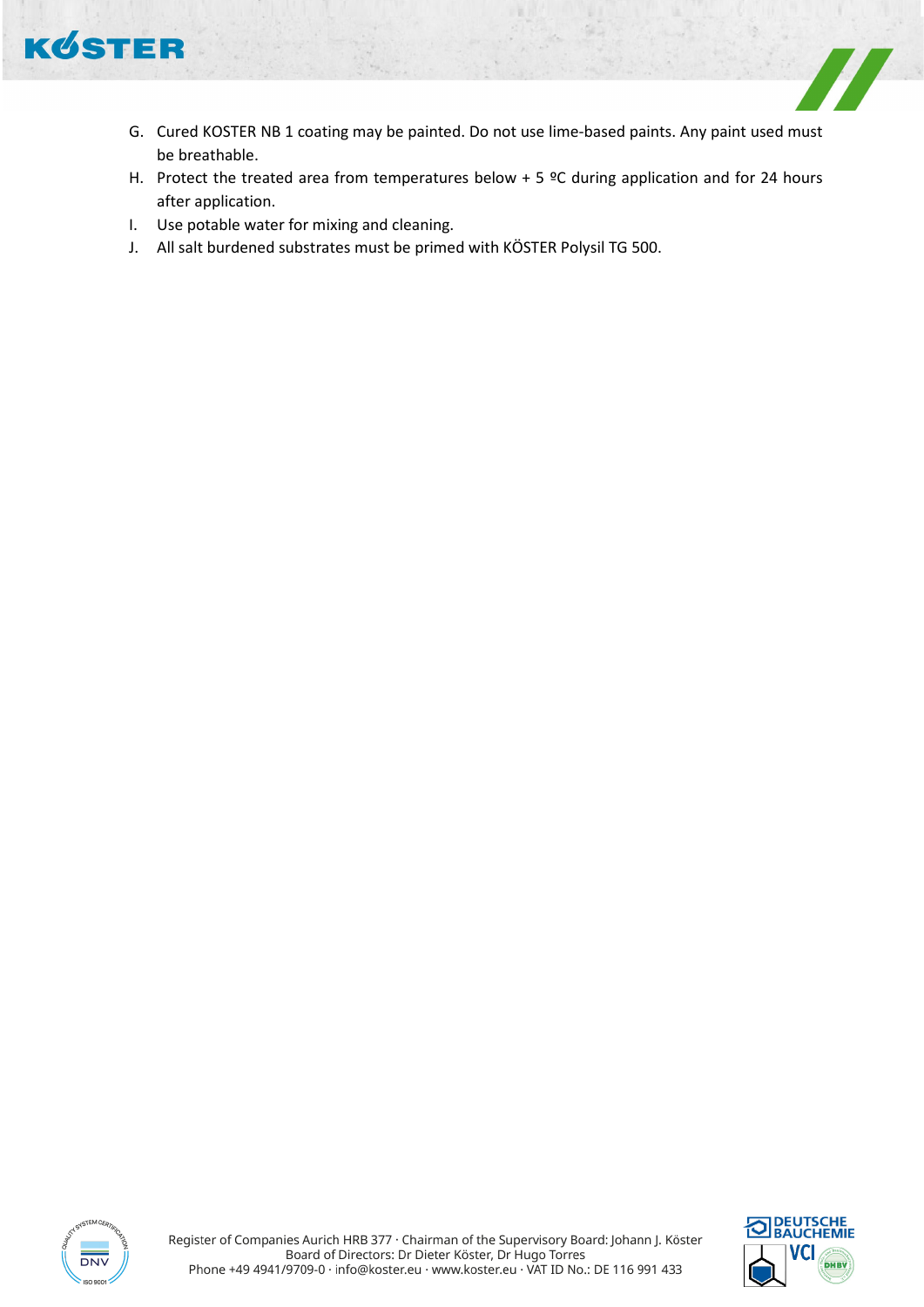G. Cured KOSTER NB 1 coating may be painted. Do not use lime-based paints. Any paint used must be breathable.
H. Protect the treated area from temperatures below + 5 ºC during application and for 24 hours after application.
I. Use potable water for mixing and cleaning.
J. All salt burdened substrates must be primed with KÖSTER Polysil TG 500.